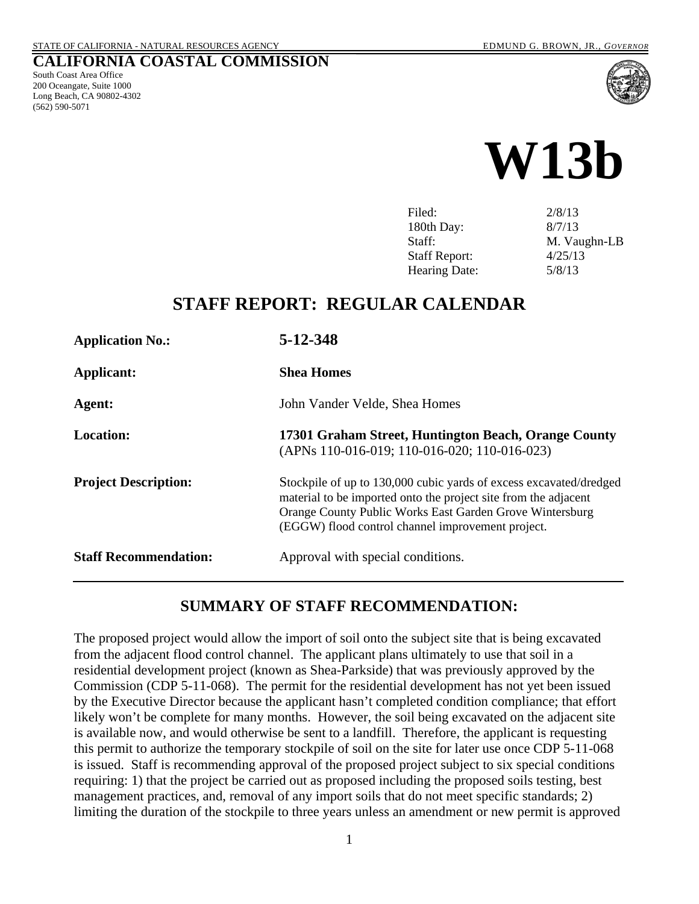STATE OF CALIFORNIA - NATURAL RESOURCES AGENCY EDMUND G. BROWN, JR., *GOVERNOR*

# CALIFORNIA COASTAL COMMISSION

South Coast Area Office
200 Oceangate, Suite 1000
Long Beach, CA 90802-4302
(562) 590-5071

# W13b

| | |
|---|---|
| Filed: | 2/8/13 |
| 180th Day: | 8/7/13 |
| Staff: | M. Vaughn-LB |
| Staff Report: | 4/25/13 |
| Hearing Date: | 5/8/13 |

## STAFF REPORT: REGULAR CALENDAR

| | |
|---|---|
| **Application No.:** | **5-12-348** |
| **Applicant:** | **Shea Homes** |
| **Agent:** | John Vander Velde, Shea Homes |
| **Location:** | **17301 Graham Street, Huntington Beach, Orange County** (APNs 110-016-019; 110-016-020; 110-016-023) |
| **Project Description:** | Stockpile of up to 130,000 cubic yards of excess excavated/dredged material to be imported onto the project site from the adjacent Orange County Public Works East Garden Grove Wintersburg (EGGW) flood control channel improvement project. |
| **Staff Recommendation:** | Approval with special conditions. |

## SUMMARY OF STAFF RECOMMENDATION:

The proposed project would allow the import of soil onto the subject site that is being excavated from the adjacent flood control channel. The applicant plans ultimately to use that soil in a residential development project (known as Shea-Parkside) that was previously approved by the Commission (CDP 5-11-068). The permit for the residential development has not yet been issued by the Executive Director because the applicant hasn't completed condition compliance; that effort likely won't be complete for many months. However, the soil being excavated on the adjacent site is available now, and would otherwise be sent to a landfill. Therefore, the applicant is requesting this permit to authorize the temporary stockpile of soil on the site for later use once CDP 5-11-068 is issued. Staff is recommending approval of the proposed project subject to six special conditions requiring: 1) that the project be carried out as proposed including the proposed soils testing, best management practices, and, removal of any import soils that do not meet specific standards; 2) limiting the duration of the stockpile to three years unless an amendment or new permit is approved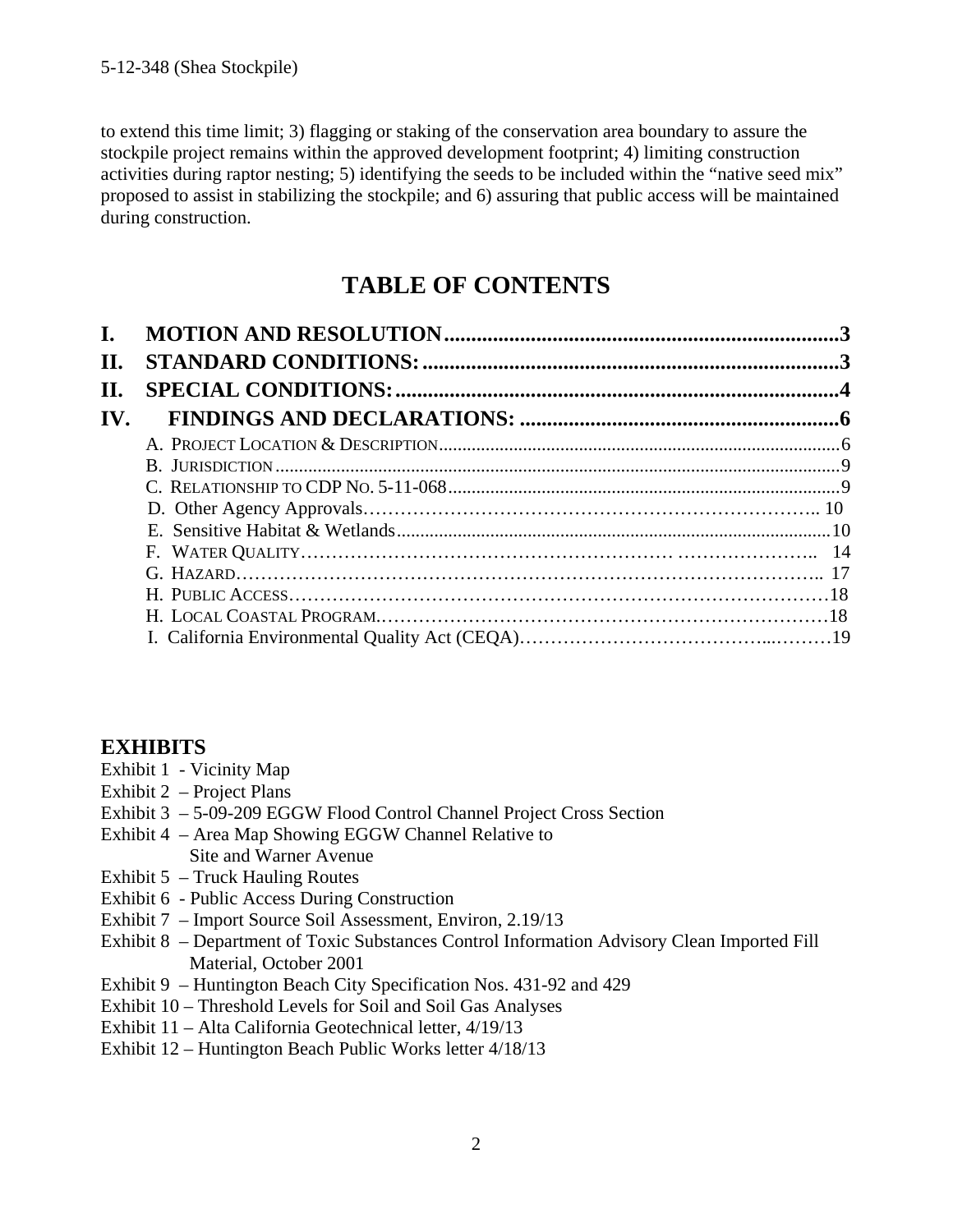to extend this time limit; 3) flagging or staking of the conservation area boundary to assure the stockpile project remains within the approved development footprint; 4) limiting construction activities during raptor nesting; 5) identifying the seeds to be included within the "native seed mix" proposed to assist in stabilizing the stockpile; and 6) assuring that public access will be maintained during construction.

# TABLE OF CONTENTS

**I. MOTION AND RESOLUTION....................................................................3**
**II. STANDARD CONDITIONS:.......................................................................3**
**II. SPECIAL CONDITIONS:..........................................................................4**
**IV. FINDINGS AND DECLARATIONS: ..........................................................6**

- A. PROJECT LOCATION & DESCRIPTION.......................................................................6
- B. JURISDICTION.......................................................................................................9
- C. RELATIONSHIP TO CDP NO. 5-11-068.....................................................................9
- D. Other Agency Approvals……………………………………………………………….. 10
- E. Sensitive Habitat & Wetlands...................................................................................10
- F. WATER QUALITY………………………………………………… ………………….. 14
- G. HAZARD……………………………………………………………………………….. 17
- H. PUBLIC ACCESS……………………………………………………………………….18
- H. LOCAL COASTAL PROGRAM.…………………………………………………………18
- I. California Environmental Quality Act (CEQA)………………………………...………19

## EXHIBITS

Exhibit 1 - Vicinity Map
Exhibit 2 – Project Plans
Exhibit 3 – 5-09-209 EGGW Flood Control Channel Project Cross Section
Exhibit 4 – Area Map Showing EGGW Channel Relative to Site and Warner Avenue
Exhibit 5 – Truck Hauling Routes
Exhibit 6 - Public Access During Construction
Exhibit 7 – Import Source Soil Assessment, Environ, 2.19/13
Exhibit 8 – Department of Toxic Substances Control Information Advisory Clean Imported Fill Material, October 2001
Exhibit 9 – Huntington Beach City Specification Nos. 431-92 and 429
Exhibit 10 – Threshold Levels for Soil and Soil Gas Analyses
Exhibit 11 – Alta California Geotechnical letter, 4/19/13
Exhibit 12 – Huntington Beach Public Works letter 4/18/13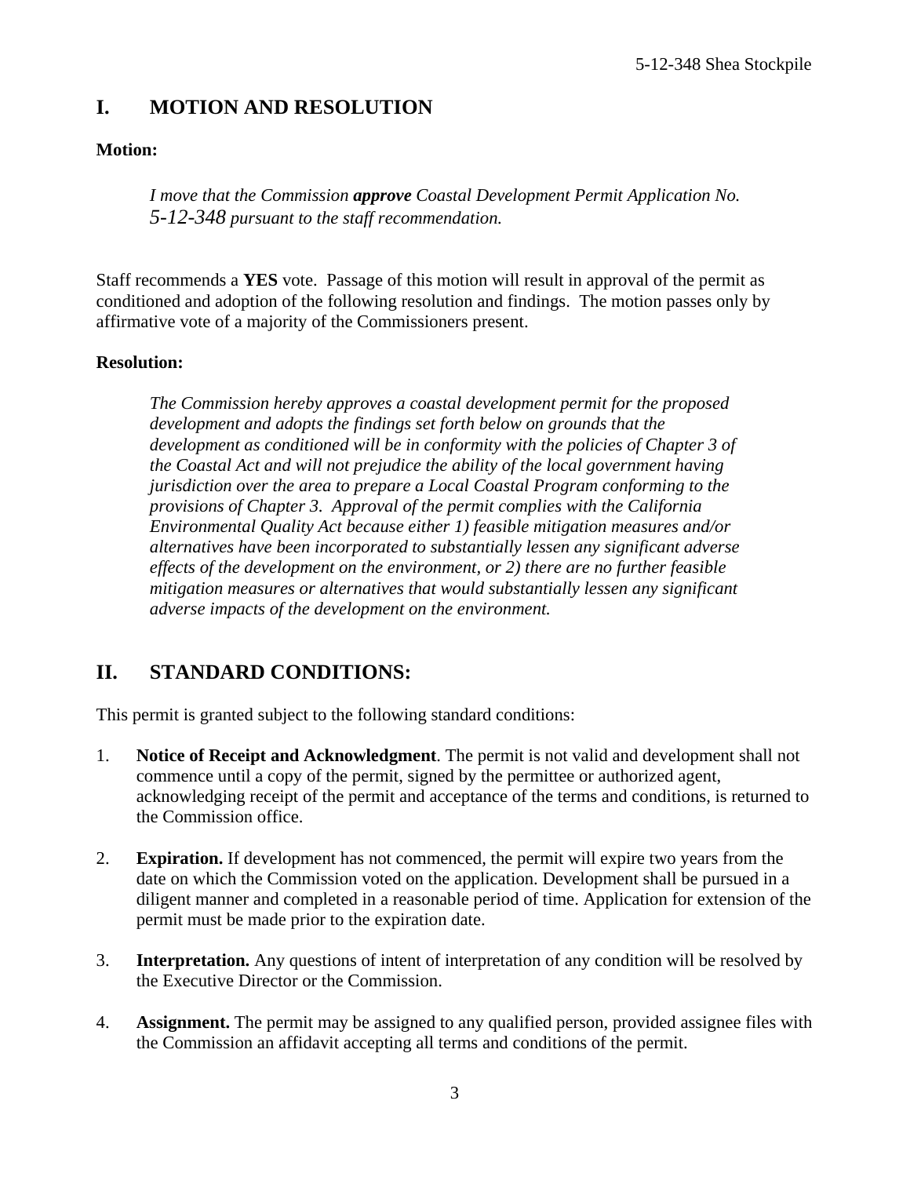## I. MOTION AND RESOLUTION

**Motion:**

> *I move that the Commission **approve** Coastal Development Permit Application No. 5-12-348 pursuant to the staff recommendation.*

Staff recommends a **YES** vote. Passage of this motion will result in approval of the permit as conditioned and adoption of the following resolution and findings. The motion passes only by affirmative vote of a majority of the Commissioners present.

**Resolution:**

> *The Commission hereby approves a coastal development permit for the proposed development and adopts the findings set forth below on grounds that the development as conditioned will be in conformity with the policies of Chapter 3 of the Coastal Act and will not prejudice the ability of the local government having jurisdiction over the area to prepare a Local Coastal Program conforming to the provisions of Chapter 3. Approval of the permit complies with the California Environmental Quality Act because either 1) feasible mitigation measures and/or alternatives have been incorporated to substantially lessen any significant adverse effects of the development on the environment, or 2) there are no further feasible mitigation measures or alternatives that would substantially lessen any significant adverse impacts of the development on the environment.*

## II. STANDARD CONDITIONS:

This permit is granted subject to the following standard conditions:

1. **Notice of Receipt and Acknowledgment**. The permit is not valid and development shall not commence until a copy of the permit, signed by the permittee or authorized agent, acknowledging receipt of the permit and acceptance of the terms and conditions, is returned to the Commission office.

2. **Expiration.** If development has not commenced, the permit will expire two years from the date on which the Commission voted on the application. Development shall be pursued in a diligent manner and completed in a reasonable period of time. Application for extension of the permit must be made prior to the expiration date.

3. **Interpretation.** Any questions of intent of interpretation of any condition will be resolved by the Executive Director or the Commission.

4. **Assignment.** The permit may be assigned to any qualified person, provided assignee files with the Commission an affidavit accepting all terms and conditions of the permit.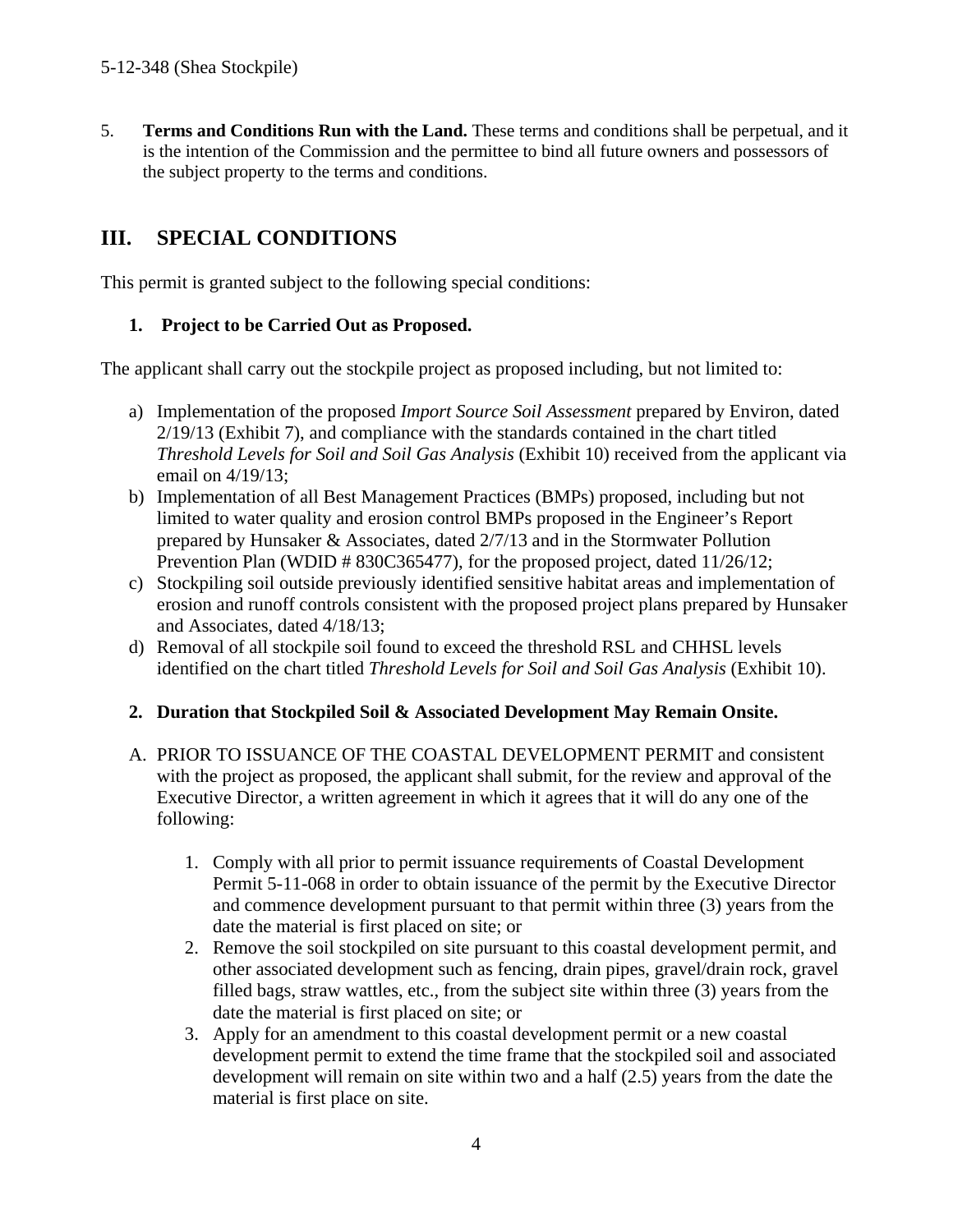5. **Terms and Conditions Run with the Land.** These terms and conditions shall be perpetual, and it is the intention of the Commission and the permittee to bind all future owners and possessors of the subject property to the terms and conditions.

## III. SPECIAL CONDITIONS

This permit is granted subject to the following special conditions:

### 1. Project to be Carried Out as Proposed.

The applicant shall carry out the stockpile project as proposed including, but not limited to:

a) Implementation of the proposed *Import Source Soil Assessment* prepared by Environ, dated 2/19/13 (Exhibit 7), and compliance with the standards contained in the chart titled *Threshold Levels for Soil and Soil Gas Analysis* (Exhibit 10) received from the applicant via email on 4/19/13;
b) Implementation of all Best Management Practices (BMPs) proposed, including but not limited to water quality and erosion control BMPs proposed in the Engineer's Report prepared by Hunsaker & Associates, dated 2/7/13 and in the Stormwater Pollution Prevention Plan (WDID # 830C365477), for the proposed project, dated 11/26/12;
c) Stockpiling soil outside previously identified sensitive habitat areas and implementation of erosion and runoff controls consistent with the proposed project plans prepared by Hunsaker and Associates, dated 4/18/13;
d) Removal of all stockpile soil found to exceed the threshold RSL and CHHSL levels identified on the chart titled *Threshold Levels for Soil and Soil Gas Analysis* (Exhibit 10).

### 2. Duration that Stockpiled Soil & Associated Development May Remain Onsite.

A. PRIOR TO ISSUANCE OF THE COASTAL DEVELOPMENT PERMIT and consistent with the project as proposed, the applicant shall submit, for the review and approval of the Executive Director, a written agreement in which it agrees that it will do any one of the following:

   1. Comply with all prior to permit issuance requirements of Coastal Development Permit 5-11-068 in order to obtain issuance of the permit by the Executive Director and commence development pursuant to that permit within three (3) years from the date the material is first placed on site; or
   2. Remove the soil stockpiled on site pursuant to this coastal development permit, and other associated development such as fencing, drain pipes, gravel/drain rock, gravel filled bags, straw wattles, etc., from the subject site within three (3) years from the date the material is first placed on site; or
   3. Apply for an amendment to this coastal development permit or a new coastal development permit to extend the time frame that the stockpiled soil and associated development will remain on site within two and a half (2.5) years from the date the material is first place on site.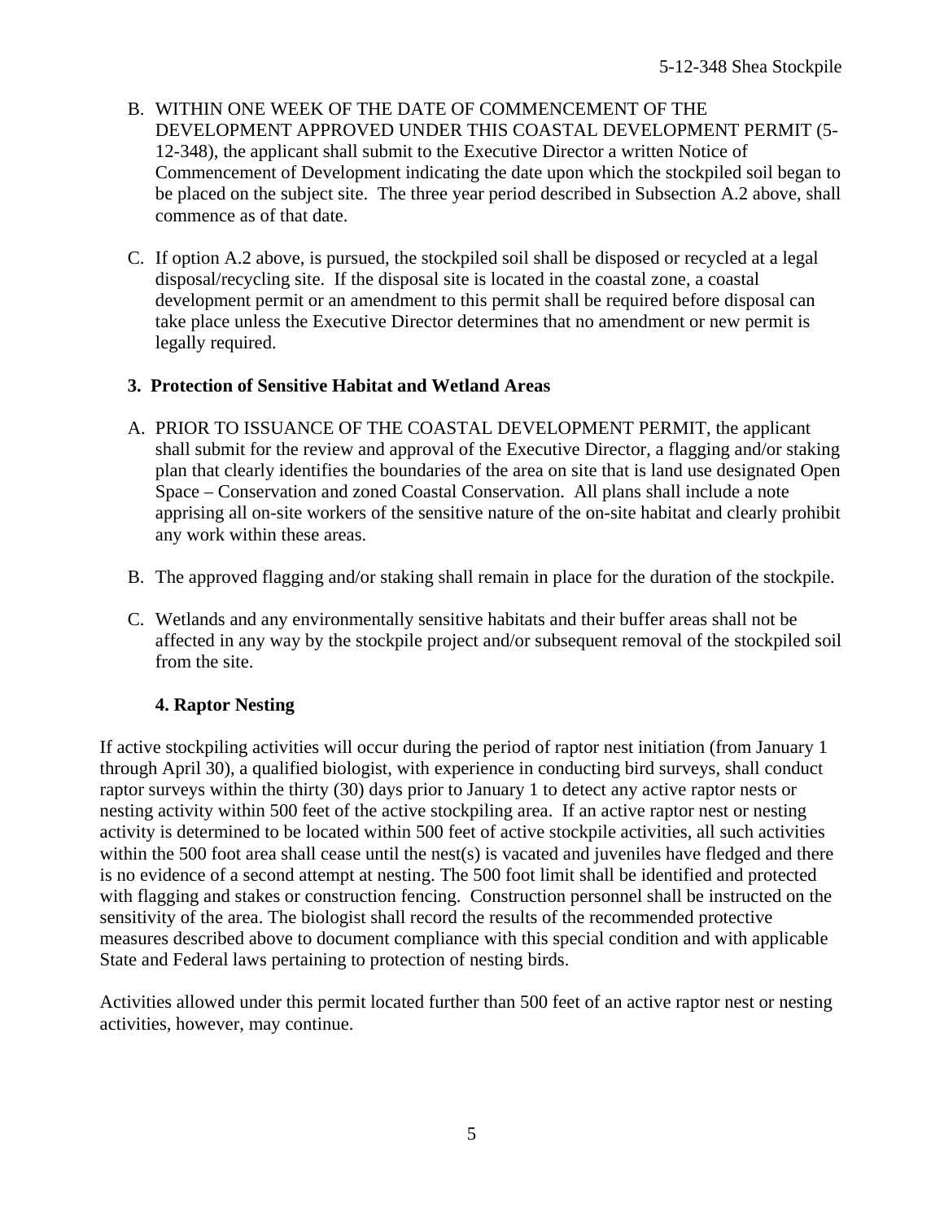B. WITHIN ONE WEEK OF THE DATE OF COMMENCEMENT OF THE DEVELOPMENT APPROVED UNDER THIS COASTAL DEVELOPMENT PERMIT (5-12-348), the applicant shall submit to the Executive Director a written Notice of Commencement of Development indicating the date upon which the stockpiled soil began to be placed on the subject site. The three year period described in Subsection A.2 above, shall commence as of that date.

C. If option A.2 above, is pursued, the stockpiled soil shall be disposed or recycled at a legal disposal/recycling site. If the disposal site is located in the coastal zone, a coastal development permit or an amendment to this permit shall be required before disposal can take place unless the Executive Director determines that no amendment or new permit is legally required.

**3. Protection of Sensitive Habitat and Wetland Areas**

A. PRIOR TO ISSUANCE OF THE COASTAL DEVELOPMENT PERMIT, the applicant shall submit for the review and approval of the Executive Director, a flagging and/or staking plan that clearly identifies the boundaries of the area on site that is land use designated Open Space – Conservation and zoned Coastal Conservation. All plans shall include a note apprising all on-site workers of the sensitive nature of the on-site habitat and clearly prohibit any work within these areas.

B. The approved flagging and/or staking shall remain in place for the duration of the stockpile.

C. Wetlands and any environmentally sensitive habitats and their buffer areas shall not be affected in any way by the stockpile project and/or subsequent removal of the stockpiled soil from the site.

**4. Raptor Nesting**

If active stockpiling activities will occur during the period of raptor nest initiation (from January 1 through April 30), a qualified biologist, with experience in conducting bird surveys, shall conduct raptor surveys within the thirty (30) days prior to January 1 to detect any active raptor nests or nesting activity within 500 feet of the active stockpiling area. If an active raptor nest or nesting activity is determined to be located within 500 feet of active stockpile activities, all such activities within the 500 foot area shall cease until the nest(s) is vacated and juveniles have fledged and there is no evidence of a second attempt at nesting. The 500 foot limit shall be identified and protected with flagging and stakes or construction fencing. Construction personnel shall be instructed on the sensitivity of the area. The biologist shall record the results of the recommended protective measures described above to document compliance with this special condition and with applicable State and Federal laws pertaining to protection of nesting birds.

Activities allowed under this permit located further than 500 feet of an active raptor nest or nesting activities, however, may continue.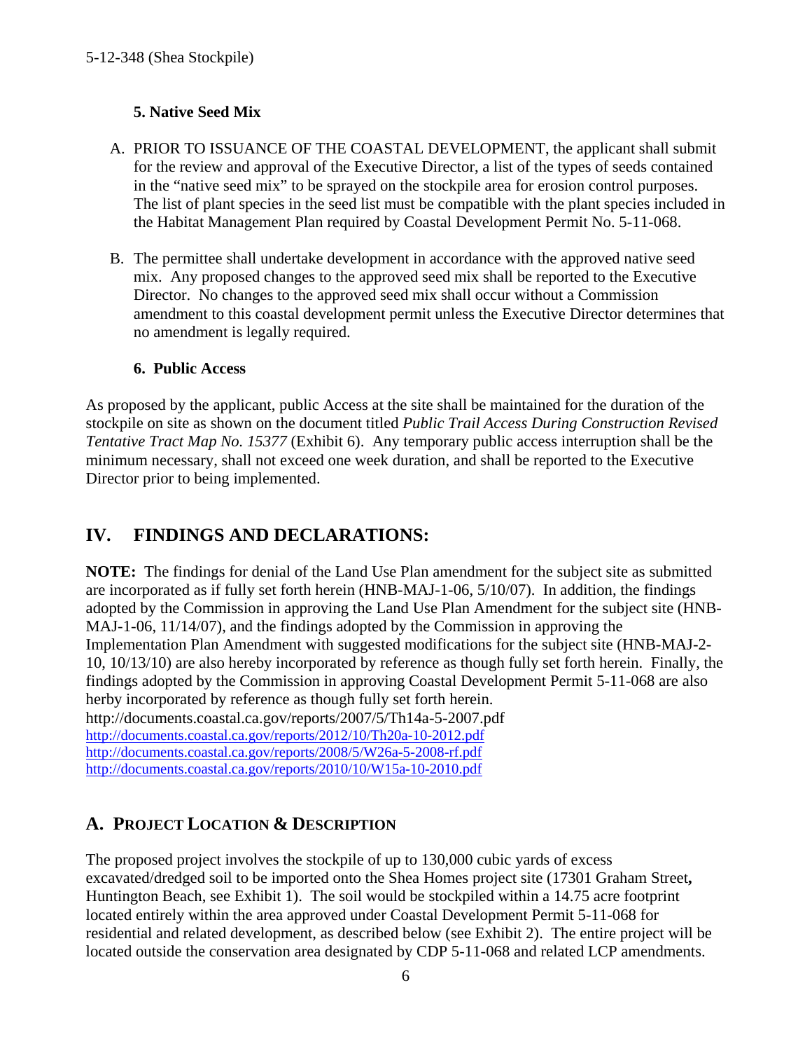### 5. Native Seed Mix

A. PRIOR TO ISSUANCE OF THE COASTAL DEVELOPMENT, the applicant shall submit for the review and approval of the Executive Director, a list of the types of seeds contained in the "native seed mix" to be sprayed on the stockpile area for erosion control purposes. The list of plant species in the seed list must be compatible with the plant species included in the Habitat Management Plan required by Coastal Development Permit No. 5-11-068.

B. The permittee shall undertake development in accordance with the approved native seed mix. Any proposed changes to the approved seed mix shall be reported to the Executive Director. No changes to the approved seed mix shall occur without a Commission amendment to this coastal development permit unless the Executive Director determines that no amendment is legally required.

### 6. Public Access

As proposed by the applicant, public Access at the site shall be maintained for the duration of the stockpile on site as shown on the document titled *Public Trail Access During Construction Revised Tentative Tract Map No. 15377* (Exhibit 6). Any temporary public access interruption shall be the minimum necessary, shall not exceed one week duration, and shall be reported to the Executive Director prior to being implemented.

## IV. FINDINGS AND DECLARATIONS:

**NOTE:** The findings for denial of the Land Use Plan amendment for the subject site as submitted are incorporated as if fully set forth herein (HNB-MAJ-1-06, 5/10/07). In addition, the findings adopted by the Commission in approving the Land Use Plan Amendment for the subject site (HNB-MAJ-1-06, 11/14/07), and the findings adopted by the Commission in approving the Implementation Plan Amendment with suggested modifications for the subject site (HNB-MAJ-2-10, 10/13/10) are also hereby incorporated by reference as though fully set forth herein. Finally, the findings adopted by the Commission in approving Coastal Development Permit 5-11-068 are also herby incorporated by reference as though fully set forth herein.
http://documents.coastal.ca.gov/reports/2007/5/Th14a-5-2007.pdf
http://documents.coastal.ca.gov/reports/2012/10/Th20a-10-2012.pdf
http://documents.coastal.ca.gov/reports/2008/5/W26a-5-2008-rf.pdf
http://documents.coastal.ca.gov/reports/2010/10/W15a-10-2010.pdf

## A. PROJECT LOCATION & DESCRIPTION

The proposed project involves the stockpile of up to 130,000 cubic yards of excess excavated/dredged soil to be imported onto the Shea Homes project site (17301 Graham Street**,** Huntington Beach, see Exhibit 1). The soil would be stockpiled within a 14.75 acre footprint located entirely within the area approved under Coastal Development Permit 5-11-068 for residential and related development, as described below (see Exhibit 2). The entire project will be located outside the conservation area designated by CDP 5-11-068 and related LCP amendments.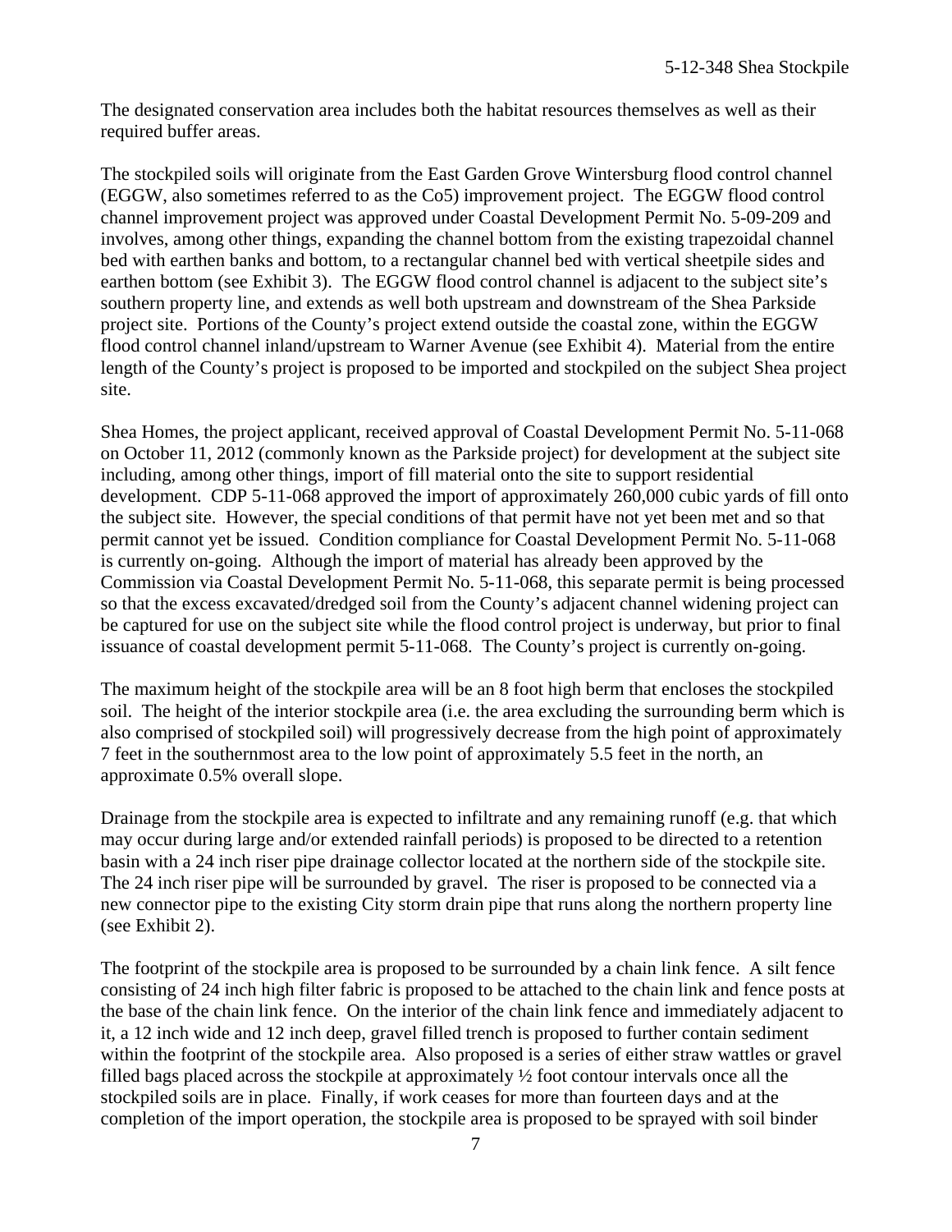The designated conservation area includes both the habitat resources themselves as well as their required buffer areas.

The stockpiled soils will originate from the East Garden Grove Wintersburg flood control channel (EGGW, also sometimes referred to as the Co5) improvement project. The EGGW flood control channel improvement project was approved under Coastal Development Permit No. 5-09-209 and involves, among other things, expanding the channel bottom from the existing trapezoidal channel bed with earthen banks and bottom, to a rectangular channel bed with vertical sheetpile sides and earthen bottom (see Exhibit 3). The EGGW flood control channel is adjacent to the subject site's southern property line, and extends as well both upstream and downstream of the Shea Parkside project site. Portions of the County's project extend outside the coastal zone, within the EGGW flood control channel inland/upstream to Warner Avenue (see Exhibit 4). Material from the entire length of the County's project is proposed to be imported and stockpiled on the subject Shea project site.

Shea Homes, the project applicant, received approval of Coastal Development Permit No. 5-11-068 on October 11, 2012 (commonly known as the Parkside project) for development at the subject site including, among other things, import of fill material onto the site to support residential development. CDP 5-11-068 approved the import of approximately 260,000 cubic yards of fill onto the subject site. However, the special conditions of that permit have not yet been met and so that permit cannot yet be issued. Condition compliance for Coastal Development Permit No. 5-11-068 is currently on-going. Although the import of material has already been approved by the Commission via Coastal Development Permit No. 5-11-068, this separate permit is being processed so that the excess excavated/dredged soil from the County's adjacent channel widening project can be captured for use on the subject site while the flood control project is underway, but prior to final issuance of coastal development permit 5-11-068. The County's project is currently on-going.

The maximum height of the stockpile area will be an 8 foot high berm that encloses the stockpiled soil. The height of the interior stockpile area (i.e. the area excluding the surrounding berm which is also comprised of stockpiled soil) will progressively decrease from the high point of approximately 7 feet in the southernmost area to the low point of approximately 5.5 feet in the north, an approximate 0.5% overall slope.

Drainage from the stockpile area is expected to infiltrate and any remaining runoff (e.g. that which may occur during large and/or extended rainfall periods) is proposed to be directed to a retention basin with a 24 inch riser pipe drainage collector located at the northern side of the stockpile site. The 24 inch riser pipe will be surrounded by gravel. The riser is proposed to be connected via a new connector pipe to the existing City storm drain pipe that runs along the northern property line (see Exhibit 2).

The footprint of the stockpile area is proposed to be surrounded by a chain link fence. A silt fence consisting of 24 inch high filter fabric is proposed to be attached to the chain link and fence posts at the base of the chain link fence. On the interior of the chain link fence and immediately adjacent to it, a 12 inch wide and 12 inch deep, gravel filled trench is proposed to further contain sediment within the footprint of the stockpile area. Also proposed is a series of either straw wattles or gravel filled bags placed across the stockpile at approximately ½ foot contour intervals once all the stockpiled soils are in place. Finally, if work ceases for more than fourteen days and at the completion of the import operation, the stockpile area is proposed to be sprayed with soil binder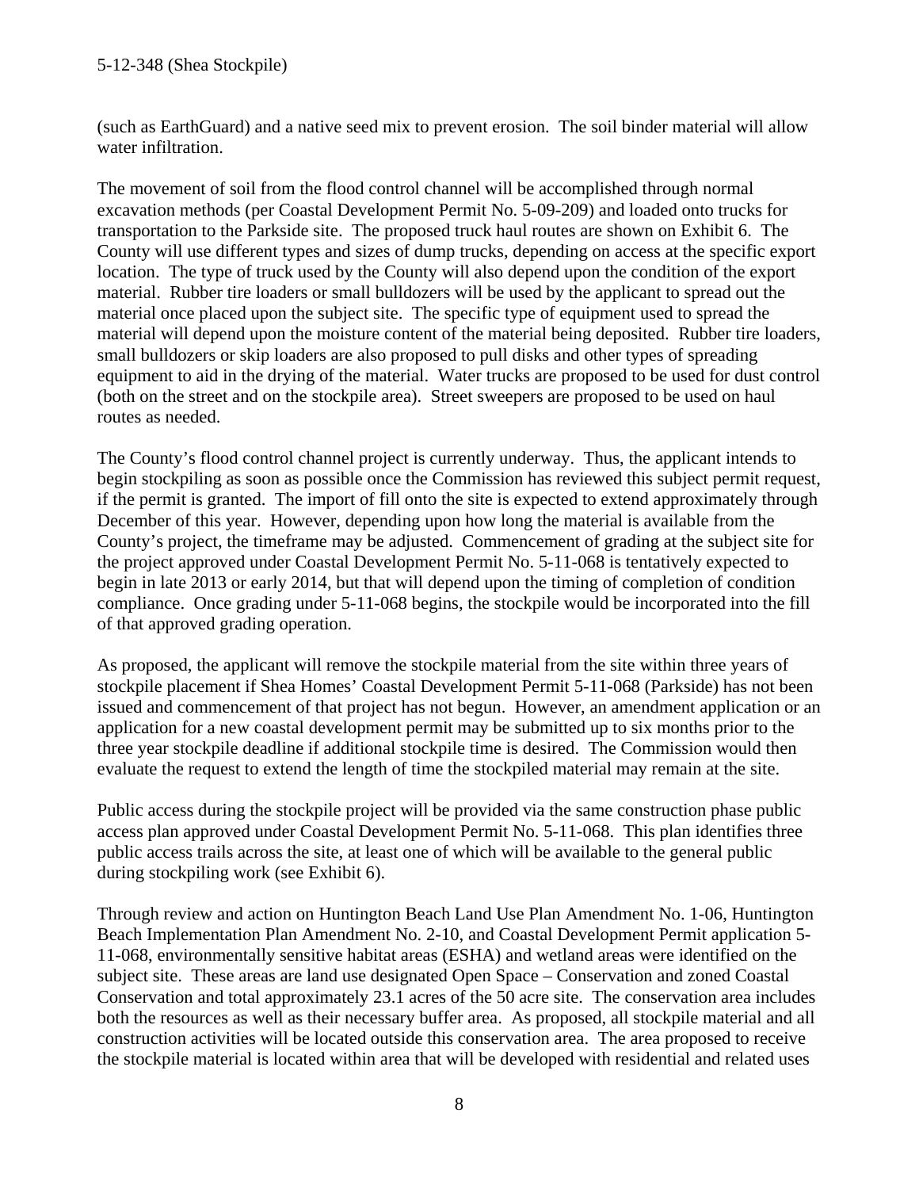(such as EarthGuard) and a native seed mix to prevent erosion. The soil binder material will allow water infiltration.

The movement of soil from the flood control channel will be accomplished through normal excavation methods (per Coastal Development Permit No. 5-09-209) and loaded onto trucks for transportation to the Parkside site. The proposed truck haul routes are shown on Exhibit 6. The County will use different types and sizes of dump trucks, depending on access at the specific export location. The type of truck used by the County will also depend upon the condition of the export material. Rubber tire loaders or small bulldozers will be used by the applicant to spread out the material once placed upon the subject site. The specific type of equipment used to spread the material will depend upon the moisture content of the material being deposited. Rubber tire loaders, small bulldozers or skip loaders are also proposed to pull disks and other types of spreading equipment to aid in the drying of the material. Water trucks are proposed to be used for dust control (both on the street and on the stockpile area). Street sweepers are proposed to be used on haul routes as needed.

The County's flood control channel project is currently underway. Thus, the applicant intends to begin stockpiling as soon as possible once the Commission has reviewed this subject permit request, if the permit is granted. The import of fill onto the site is expected to extend approximately through December of this year. However, depending upon how long the material is available from the County's project, the timeframe may be adjusted. Commencement of grading at the subject site for the project approved under Coastal Development Permit No. 5-11-068 is tentatively expected to begin in late 2013 or early 2014, but that will depend upon the timing of completion of condition compliance. Once grading under 5-11-068 begins, the stockpile would be incorporated into the fill of that approved grading operation.

As proposed, the applicant will remove the stockpile material from the site within three years of stockpile placement if Shea Homes' Coastal Development Permit 5-11-068 (Parkside) has not been issued and commencement of that project has not begun. However, an amendment application or an application for a new coastal development permit may be submitted up to six months prior to the three year stockpile deadline if additional stockpile time is desired. The Commission would then evaluate the request to extend the length of time the stockpiled material may remain at the site.

Public access during the stockpile project will be provided via the same construction phase public access plan approved under Coastal Development Permit No. 5-11-068. This plan identifies three public access trails across the site, at least one of which will be available to the general public during stockpiling work (see Exhibit 6).

Through review and action on Huntington Beach Land Use Plan Amendment No. 1-06, Huntington Beach Implementation Plan Amendment No. 2-10, and Coastal Development Permit application 5-11-068, environmentally sensitive habitat areas (ESHA) and wetland areas were identified on the subject site. These areas are land use designated Open Space – Conservation and zoned Coastal Conservation and total approximately 23.1 acres of the 50 acre site. The conservation area includes both the resources as well as their necessary buffer area. As proposed, all stockpile material and all construction activities will be located outside this conservation area. The area proposed to receive the stockpile material is located within area that will be developed with residential and related uses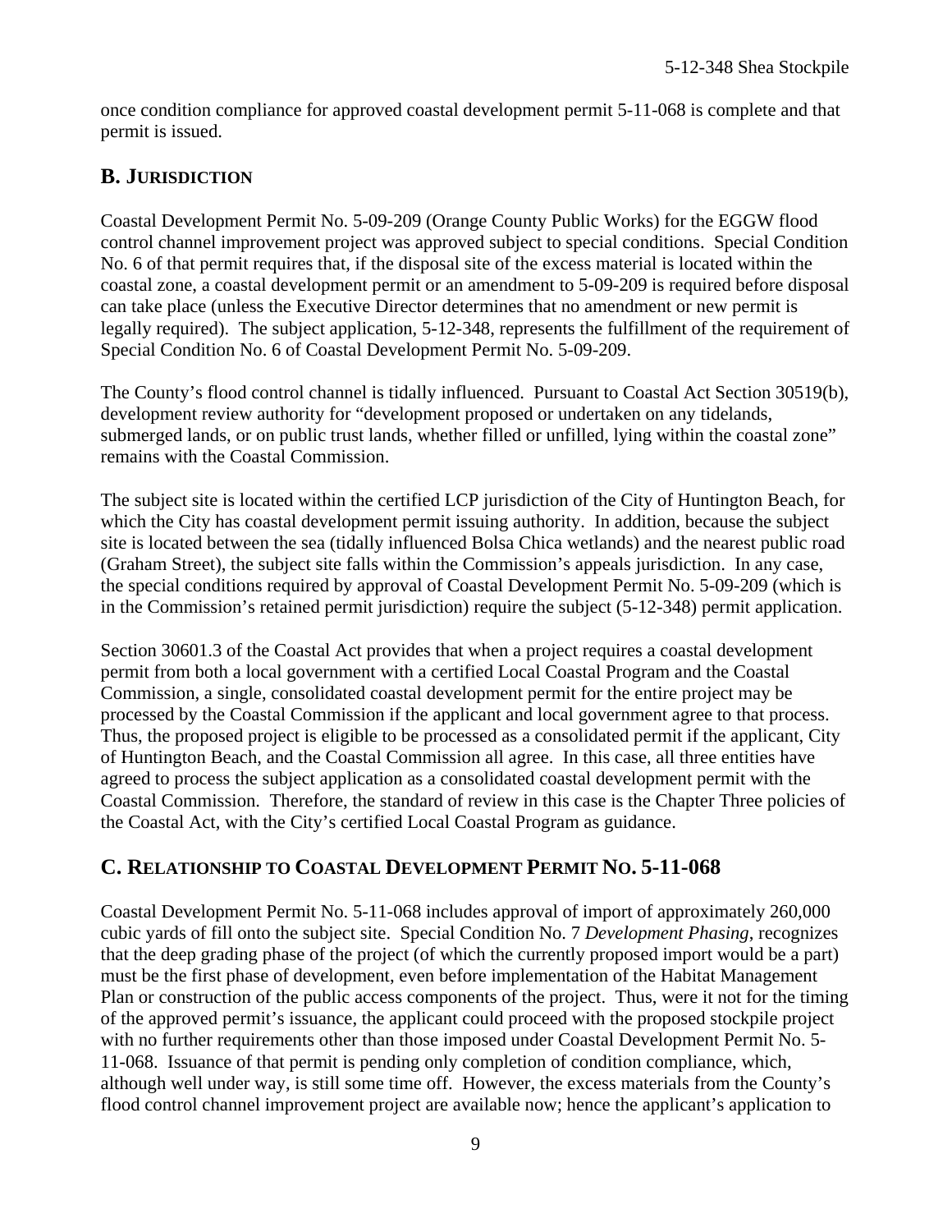once condition compliance for approved coastal development permit 5-11-068 is complete and that permit is issued.

## B. JURISDICTION

Coastal Development Permit No. 5-09-209 (Orange County Public Works) for the EGGW flood control channel improvement project was approved subject to special conditions. Special Condition No. 6 of that permit requires that, if the disposal site of the excess material is located within the coastal zone, a coastal development permit or an amendment to 5-09-209 is required before disposal can take place (unless the Executive Director determines that no amendment or new permit is legally required). The subject application, 5-12-348, represents the fulfillment of the requirement of Special Condition No. 6 of Coastal Development Permit No. 5-09-209.

The County's flood control channel is tidally influenced. Pursuant to Coastal Act Section 30519(b), development review authority for "development proposed or undertaken on any tidelands, submerged lands, or on public trust lands, whether filled or unfilled, lying within the coastal zone" remains with the Coastal Commission.

The subject site is located within the certified LCP jurisdiction of the City of Huntington Beach, for which the City has coastal development permit issuing authority. In addition, because the subject site is located between the sea (tidally influenced Bolsa Chica wetlands) and the nearest public road (Graham Street), the subject site falls within the Commission's appeals jurisdiction. In any case, the special conditions required by approval of Coastal Development Permit No. 5-09-209 (which is in the Commission's retained permit jurisdiction) require the subject (5-12-348) permit application.

Section 30601.3 of the Coastal Act provides that when a project requires a coastal development permit from both a local government with a certified Local Coastal Program and the Coastal Commission, a single, consolidated coastal development permit for the entire project may be processed by the Coastal Commission if the applicant and local government agree to that process. Thus, the proposed project is eligible to be processed as a consolidated permit if the applicant, City of Huntington Beach, and the Coastal Commission all agree. In this case, all three entities have agreed to process the subject application as a consolidated coastal development permit with the Coastal Commission. Therefore, the standard of review in this case is the Chapter Three policies of the Coastal Act, with the City's certified Local Coastal Program as guidance.

## C. RELATIONSHIP TO COASTAL DEVELOPMENT PERMIT NO. 5-11-068

Coastal Development Permit No. 5-11-068 includes approval of import of approximately 260,000 cubic yards of fill onto the subject site. Special Condition No. 7 *Development Phasing*, recognizes that the deep grading phase of the project (of which the currently proposed import would be a part) must be the first phase of development, even before implementation of the Habitat Management Plan or construction of the public access components of the project. Thus, were it not for the timing of the approved permit's issuance, the applicant could proceed with the proposed stockpile project with no further requirements other than those imposed under Coastal Development Permit No. 5-11-068. Issuance of that permit is pending only completion of condition compliance, which, although well under way, is still some time off. However, the excess materials from the County's flood control channel improvement project are available now; hence the applicant's application to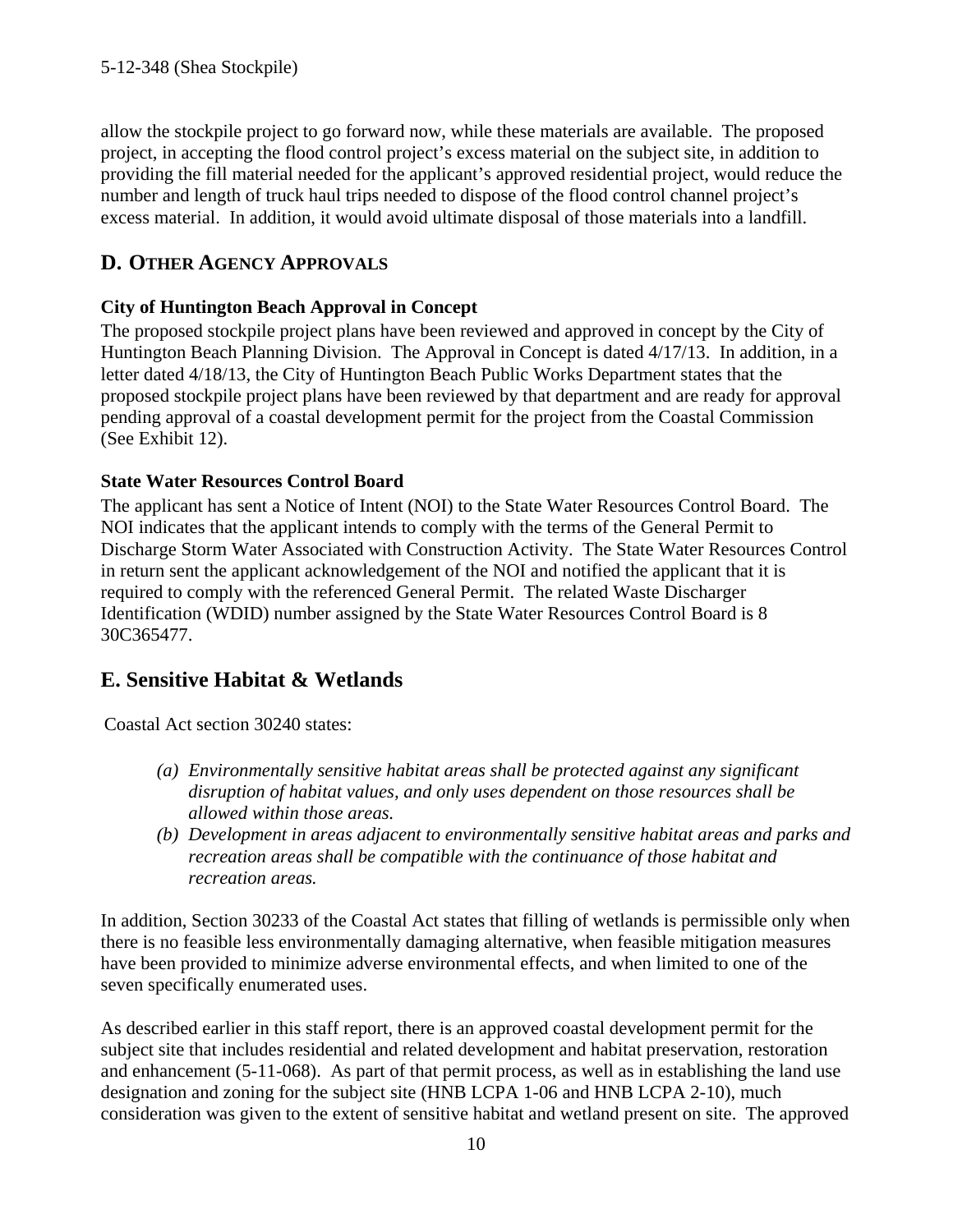allow the stockpile project to go forward now, while these materials are available. The proposed project, in accepting the flood control project's excess material on the subject site, in addition to providing the fill material needed for the applicant's approved residential project, would reduce the number and length of truck haul trips needed to dispose of the flood control channel project's excess material. In addition, it would avoid ultimate disposal of those materials into a landfill.

## D. OTHER AGENCY APPROVALS

### City of Huntington Beach Approval in Concept

The proposed stockpile project plans have been reviewed and approved in concept by the City of Huntington Beach Planning Division. The Approval in Concept is dated 4/17/13. In addition, in a letter dated 4/18/13, the City of Huntington Beach Public Works Department states that the proposed stockpile project plans have been reviewed by that department and are ready for approval pending approval of a coastal development permit for the project from the Coastal Commission (See Exhibit 12).

### State Water Resources Control Board

The applicant has sent a Notice of Intent (NOI) to the State Water Resources Control Board. The NOI indicates that the applicant intends to comply with the terms of the General Permit to Discharge Storm Water Associated with Construction Activity. The State Water Resources Control in return sent the applicant acknowledgement of the NOI and notified the applicant that it is required to comply with the referenced General Permit. The related Waste Discharger Identification (WDID) number assigned by the State Water Resources Control Board is 8 30C365477.

## E. Sensitive Habitat & Wetlands

Coastal Act section 30240 states:

> *(a) Environmentally sensitive habitat areas shall be protected against any significant disruption of habitat values, and only uses dependent on those resources shall be allowed within those areas.*
>
> *(b) Development in areas adjacent to environmentally sensitive habitat areas and parks and recreation areas shall be compatible with the continuance of those habitat and recreation areas.*

In addition, Section 30233 of the Coastal Act states that filling of wetlands is permissible only when there is no feasible less environmentally damaging alternative, when feasible mitigation measures have been provided to minimize adverse environmental effects, and when limited to one of the seven specifically enumerated uses.

As described earlier in this staff report, there is an approved coastal development permit for the subject site that includes residential and related development and habitat preservation, restoration and enhancement (5-11-068). As part of that permit process, as well as in establishing the land use designation and zoning for the subject site (HNB LCPA 1-06 and HNB LCPA 2-10), much consideration was given to the extent of sensitive habitat and wetland present on site. The approved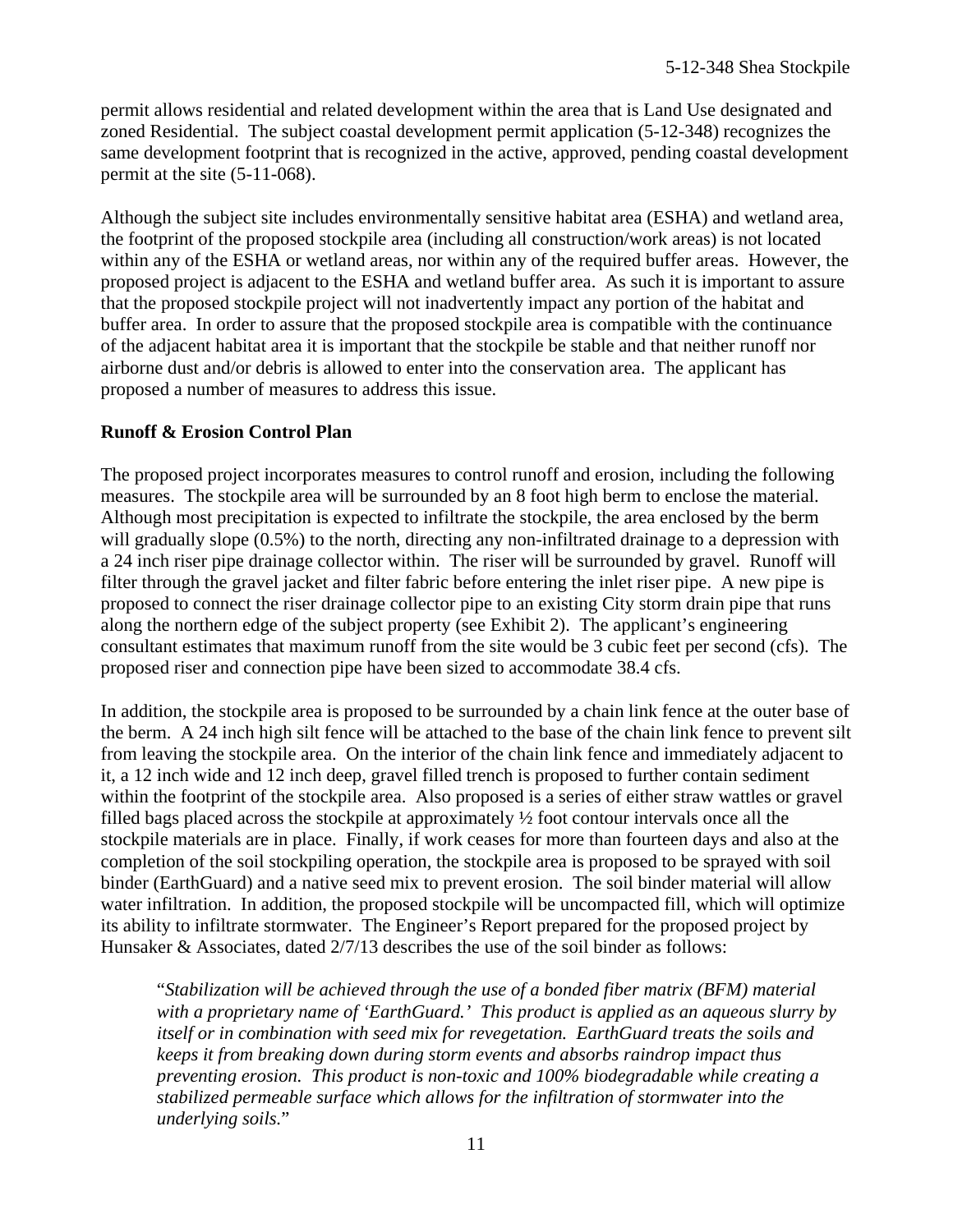permit allows residential and related development within the area that is Land Use designated and zoned Residential. The subject coastal development permit application (5-12-348) recognizes the same development footprint that is recognized in the active, approved, pending coastal development permit at the site (5-11-068).

Although the subject site includes environmentally sensitive habitat area (ESHA) and wetland area, the footprint of the proposed stockpile area (including all construction/work areas) is not located within any of the ESHA or wetland areas, nor within any of the required buffer areas. However, the proposed project is adjacent to the ESHA and wetland buffer area. As such it is important to assure that the proposed stockpile project will not inadvertently impact any portion of the habitat and buffer area. In order to assure that the proposed stockpile area is compatible with the continuance of the adjacent habitat area it is important that the stockpile be stable and that neither runoff nor airborne dust and/or debris is allowed to enter into the conservation area. The applicant has proposed a number of measures to address this issue.

**Runoff & Erosion Control Plan**

The proposed project incorporates measures to control runoff and erosion, including the following measures. The stockpile area will be surrounded by an 8 foot high berm to enclose the material. Although most precipitation is expected to infiltrate the stockpile, the area enclosed by the berm will gradually slope (0.5%) to the north, directing any non-infiltrated drainage to a depression with a 24 inch riser pipe drainage collector within. The riser will be surrounded by gravel. Runoff will filter through the gravel jacket and filter fabric before entering the inlet riser pipe. A new pipe is proposed to connect the riser drainage collector pipe to an existing City storm drain pipe that runs along the northern edge of the subject property (see Exhibit 2). The applicant's engineering consultant estimates that maximum runoff from the site would be 3 cubic feet per second (cfs). The proposed riser and connection pipe have been sized to accommodate 38.4 cfs.

In addition, the stockpile area is proposed to be surrounded by a chain link fence at the outer base of the berm. A 24 inch high silt fence will be attached to the base of the chain link fence to prevent silt from leaving the stockpile area. On the interior of the chain link fence and immediately adjacent to it, a 12 inch wide and 12 inch deep, gravel filled trench is proposed to further contain sediment within the footprint of the stockpile area. Also proposed is a series of either straw wattles or gravel filled bags placed across the stockpile at approximately ½ foot contour intervals once all the stockpile materials are in place. Finally, if work ceases for more than fourteen days and also at the completion of the soil stockpiling operation, the stockpile area is proposed to be sprayed with soil binder (EarthGuard) and a native seed mix to prevent erosion. The soil binder material will allow water infiltration. In addition, the proposed stockpile will be uncompacted fill, which will optimize its ability to infiltrate stormwater. The Engineer's Report prepared for the proposed project by Hunsaker & Associates, dated 2/7/13 describes the use of the soil binder as follows:

> "*Stabilization will be achieved through the use of a bonded fiber matrix (BFM) material with a proprietary name of 'EarthGuard.' This product is applied as an aqueous slurry by itself or in combination with seed mix for revegetation. EarthGuard treats the soils and keeps it from breaking down during storm events and absorbs raindrop impact thus preventing erosion. This product is non-toxic and 100% biodegradable while creating a stabilized permeable surface which allows for the infiltration of stormwater into the underlying soils.*"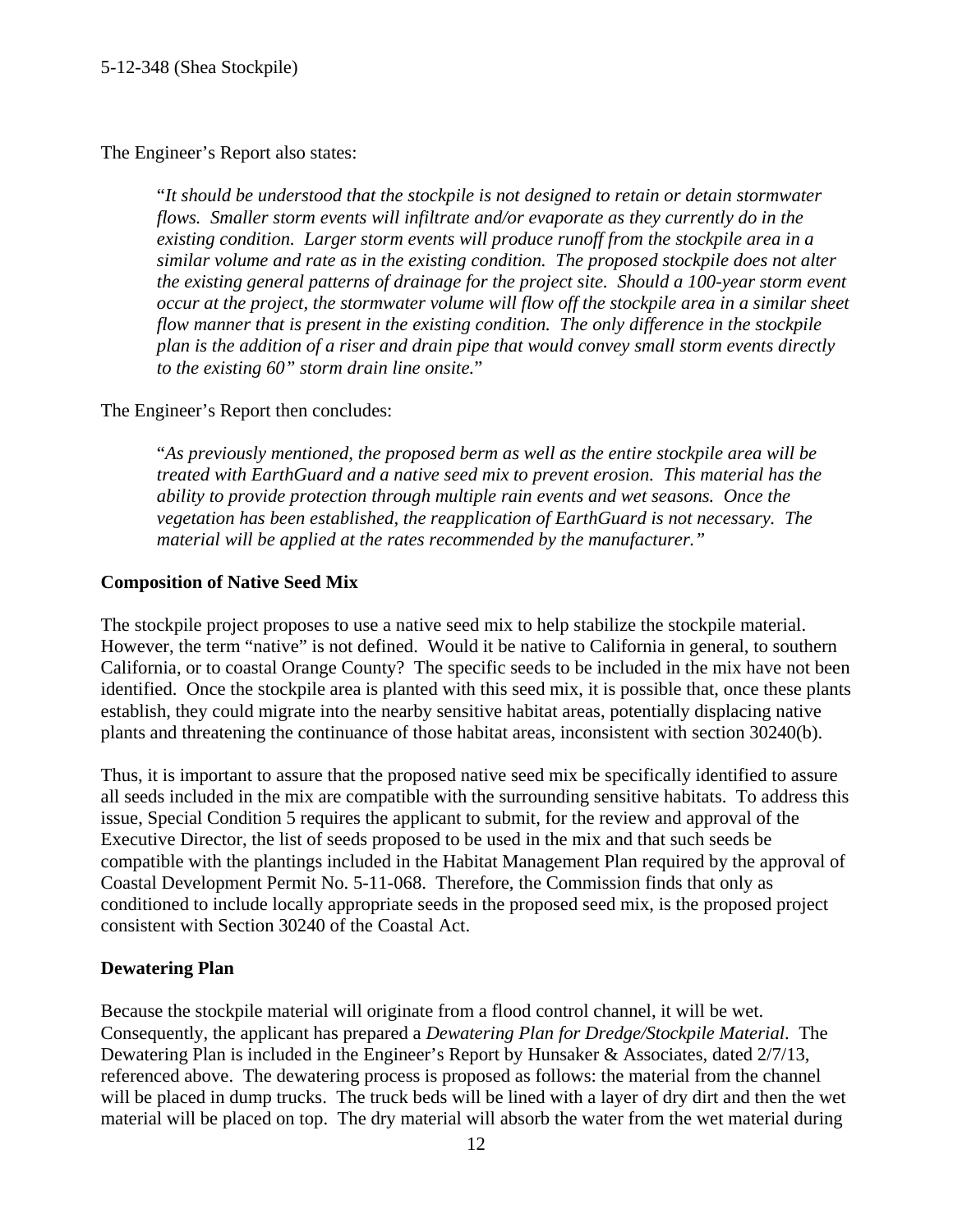The Engineer's Report also states:

> "*It should be understood that the stockpile is not designed to retain or detain stormwater flows. Smaller storm events will infiltrate and/or evaporate as they currently do in the existing condition. Larger storm events will produce runoff from the stockpile area in a similar volume and rate as in the existing condition. The proposed stockpile does not alter the existing general patterns of drainage for the project site. Should a 100-year storm event occur at the project, the stormwater volume will flow off the stockpile area in a similar sheet flow manner that is present in the existing condition. The only difference in the stockpile plan is the addition of a riser and drain pipe that would convey small storm events directly to the existing 60" storm drain line onsite.*"

The Engineer's Report then concludes:

> "*As previously mentioned, the proposed berm as well as the entire stockpile area will be treated with EarthGuard and a native seed mix to prevent erosion. This material has the ability to provide protection through multiple rain events and wet seasons. Once the vegetation has been established, the reapplication of EarthGuard is not necessary. The material will be applied at the rates recommended by the manufacturer.*"

**Composition of Native Seed Mix**

The stockpile project proposes to use a native seed mix to help stabilize the stockpile material. However, the term "native" is not defined. Would it be native to California in general, to southern California, or to coastal Orange County? The specific seeds to be included in the mix have not been identified. Once the stockpile area is planted with this seed mix, it is possible that, once these plants establish, they could migrate into the nearby sensitive habitat areas, potentially displacing native plants and threatening the continuance of those habitat areas, inconsistent with section 30240(b).

Thus, it is important to assure that the proposed native seed mix be specifically identified to assure all seeds included in the mix are compatible with the surrounding sensitive habitats. To address this issue, Special Condition 5 requires the applicant to submit, for the review and approval of the Executive Director, the list of seeds proposed to be used in the mix and that such seeds be compatible with the plantings included in the Habitat Management Plan required by the approval of Coastal Development Permit No. 5-11-068. Therefore, the Commission finds that only as conditioned to include locally appropriate seeds in the proposed seed mix, is the proposed project consistent with Section 30240 of the Coastal Act.

**Dewatering Plan**

Because the stockpile material will originate from a flood control channel, it will be wet. Consequently, the applicant has prepared a *Dewatering Plan for Dredge/Stockpile Material*. The Dewatering Plan is included in the Engineer's Report by Hunsaker & Associates, dated 2/7/13, referenced above. The dewatering process is proposed as follows: the material from the channel will be placed in dump trucks. The truck beds will be lined with a layer of dry dirt and then the wet material will be placed on top. The dry material will absorb the water from the wet material during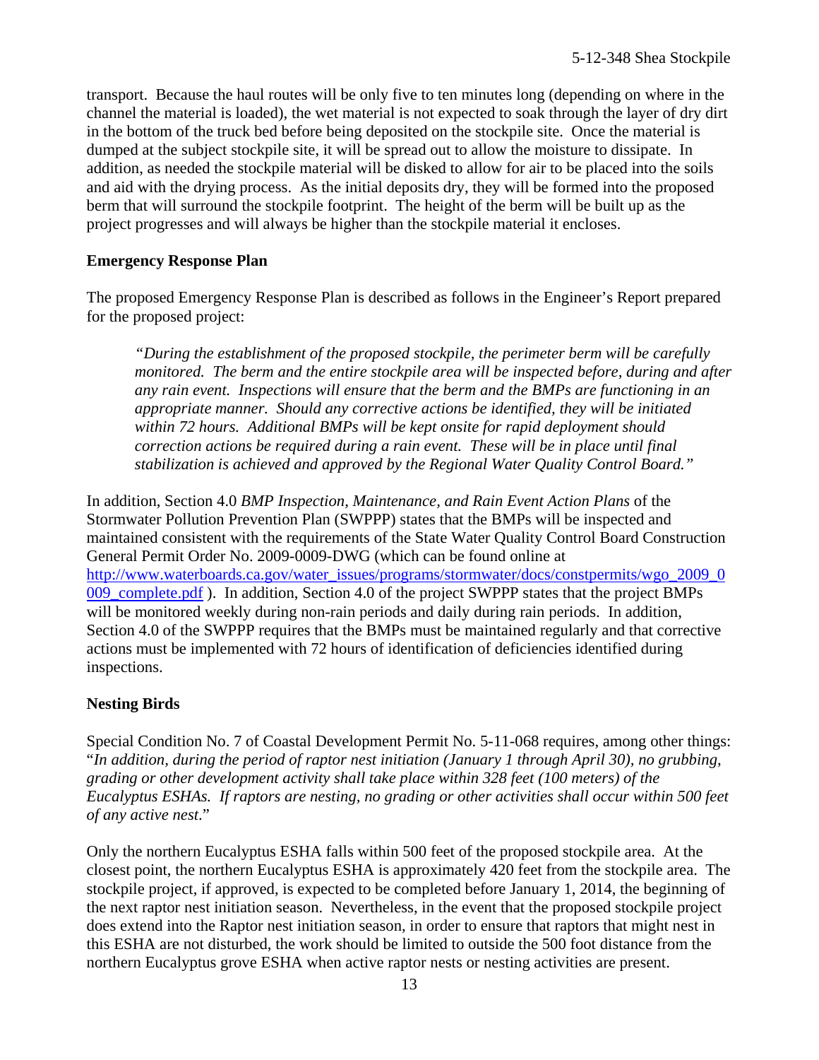transport. Because the haul routes will be only five to ten minutes long (depending on where in the channel the material is loaded), the wet material is not expected to soak through the layer of dry dirt in the bottom of the truck bed before being deposited on the stockpile site. Once the material is dumped at the subject stockpile site, it will be spread out to allow the moisture to dissipate. In addition, as needed the stockpile material will be disked to allow for air to be placed into the soils and aid with the drying process. As the initial deposits dry, they will be formed into the proposed berm that will surround the stockpile footprint. The height of the berm will be built up as the project progresses and will always be higher than the stockpile material it encloses.

**Emergency Response Plan**

The proposed Emergency Response Plan is described as follows in the Engineer's Report prepared for the proposed project:

> *"During the establishment of the proposed stockpile, the perimeter berm will be carefully monitored. The berm and the entire stockpile area will be inspected before, during and after any rain event. Inspections will ensure that the berm and the BMPs are functioning in an appropriate manner. Should any corrective actions be identified, they will be initiated within 72 hours. Additional BMPs will be kept onsite for rapid deployment should correction actions be required during a rain event. These will be in place until final stabilization is achieved and approved by the Regional Water Quality Control Board."*

In addition, Section 4.0 *BMP Inspection, Maintenance, and Rain Event Action Plans* of the Stormwater Pollution Prevention Plan (SWPPP) states that the BMPs will be inspected and maintained consistent with the requirements of the State Water Quality Control Board Construction General Permit Order No. 2009-0009-DWG (which can be found online at [http://www.waterboards.ca.gov/water_issues/programs/stormwater/docs/constpermits/wgo_2009_0009_complete.pdf](http://www.waterboards.ca.gov/water_issues/programs/stormwater/docs/constpermits/wgo_2009_0009_complete.pdf) ). In addition, Section 4.0 of the project SWPPP states that the project BMPs will be monitored weekly during non-rain periods and daily during rain periods. In addition, Section 4.0 of the SWPPP requires that the BMPs must be maintained regularly and that corrective actions must be implemented with 72 hours of identification of deficiencies identified during inspections.

**Nesting Birds**

Special Condition No. 7 of Coastal Development Permit No. 5-11-068 requires, among other things: "*In addition, during the period of raptor nest initiation (January 1 through April 30), no grubbing, grading or other development activity shall take place within 328 feet (100 meters) of the Eucalyptus ESHAs. If raptors are nesting, no grading or other activities shall occur within 500 feet of any active nest*."

Only the northern Eucalyptus ESHA falls within 500 feet of the proposed stockpile area. At the closest point, the northern Eucalyptus ESHA is approximately 420 feet from the stockpile area. The stockpile project, if approved, is expected to be completed before January 1, 2014, the beginning of the next raptor nest initiation season. Nevertheless, in the event that the proposed stockpile project does extend into the Raptor nest initiation season, in order to ensure that raptors that might nest in this ESHA are not disturbed, the work should be limited to outside the 500 foot distance from the northern Eucalyptus grove ESHA when active raptor nests or nesting activities are present.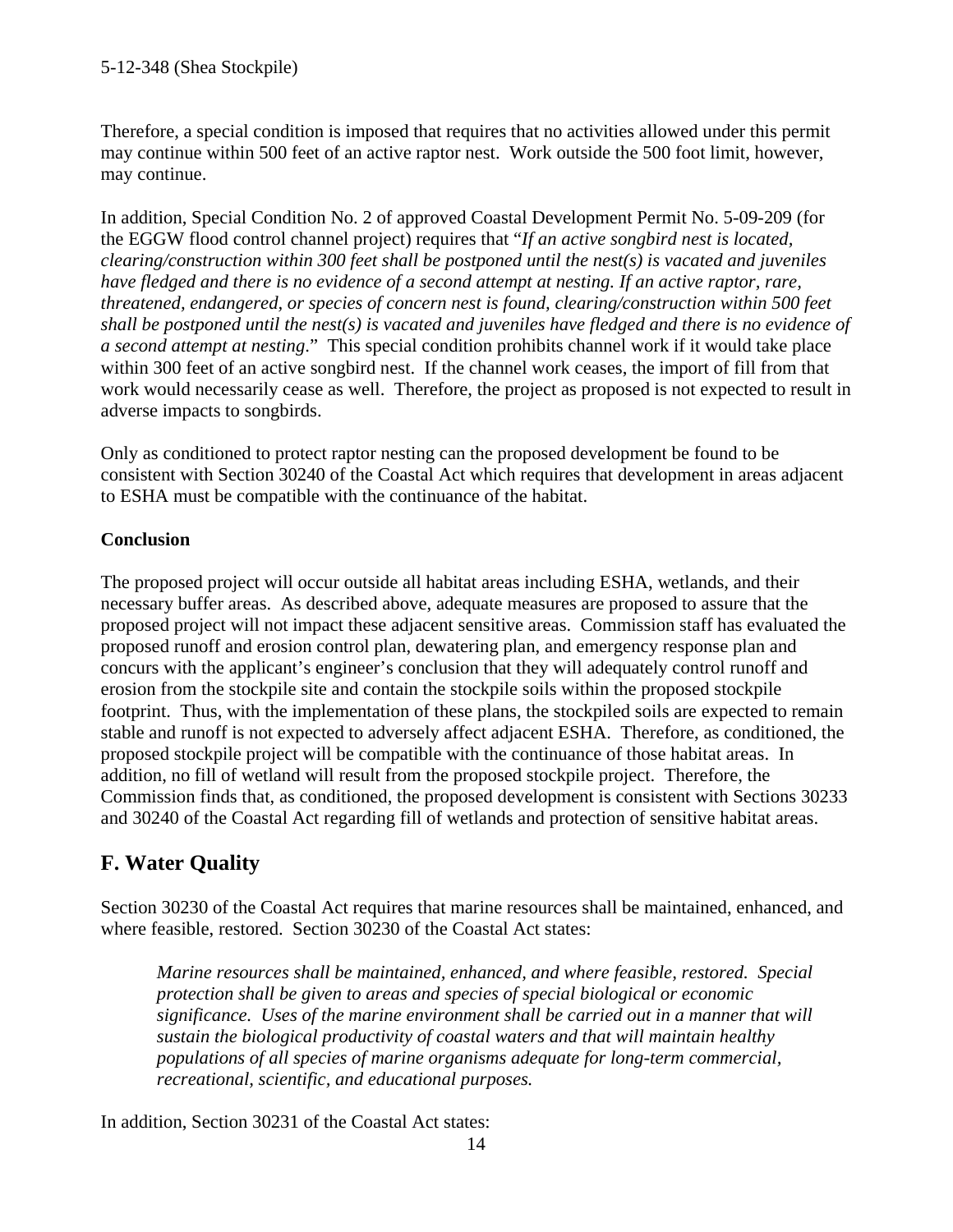Therefore, a special condition is imposed that requires that no activities allowed under this permit may continue within 500 feet of an active raptor nest. Work outside the 500 foot limit, however, may continue.

In addition, Special Condition No. 2 of approved Coastal Development Permit No. 5-09-209 (for the EGGW flood control channel project) requires that "*If an active songbird nest is located, clearing/construction within 300 feet shall be postponed until the nest(s) is vacated and juveniles have fledged and there is no evidence of a second attempt at nesting. If an active raptor, rare, threatened, endangered, or species of concern nest is found, clearing/construction within 500 feet shall be postponed until the nest(s) is vacated and juveniles have fledged and there is no evidence of a second attempt at nesting*." This special condition prohibits channel work if it would take place within 300 feet of an active songbird nest. If the channel work ceases, the import of fill from that work would necessarily cease as well. Therefore, the project as proposed is not expected to result in adverse impacts to songbirds.

Only as conditioned to protect raptor nesting can the proposed development be found to be consistent with Section 30240 of the Coastal Act which requires that development in areas adjacent to ESHA must be compatible with the continuance of the habitat.

**Conclusion**

The proposed project will occur outside all habitat areas including ESHA, wetlands, and their necessary buffer areas. As described above, adequate measures are proposed to assure that the proposed project will not impact these adjacent sensitive areas. Commission staff has evaluated the proposed runoff and erosion control plan, dewatering plan, and emergency response plan and concurs with the applicant's engineer's conclusion that they will adequately control runoff and erosion from the stockpile site and contain the stockpile soils within the proposed stockpile footprint. Thus, with the implementation of these plans, the stockpiled soils are expected to remain stable and runoff is not expected to adversely affect adjacent ESHA. Therefore, as conditioned, the proposed stockpile project will be compatible with the continuance of those habitat areas. In addition, no fill of wetland will result from the proposed stockpile project. Therefore, the Commission finds that, as conditioned, the proposed development is consistent with Sections 30233 and 30240 of the Coastal Act regarding fill of wetlands and protection of sensitive habitat areas.

## F. Water Quality

Section 30230 of the Coastal Act requires that marine resources shall be maintained, enhanced, and where feasible, restored. Section 30230 of the Coastal Act states:

> *Marine resources shall be maintained, enhanced, and where feasible, restored. Special protection shall be given to areas and species of special biological or economic significance. Uses of the marine environment shall be carried out in a manner that will sustain the biological productivity of coastal waters and that will maintain healthy populations of all species of marine organisms adequate for long-term commercial, recreational, scientific, and educational purposes.*

In addition, Section 30231 of the Coastal Act states: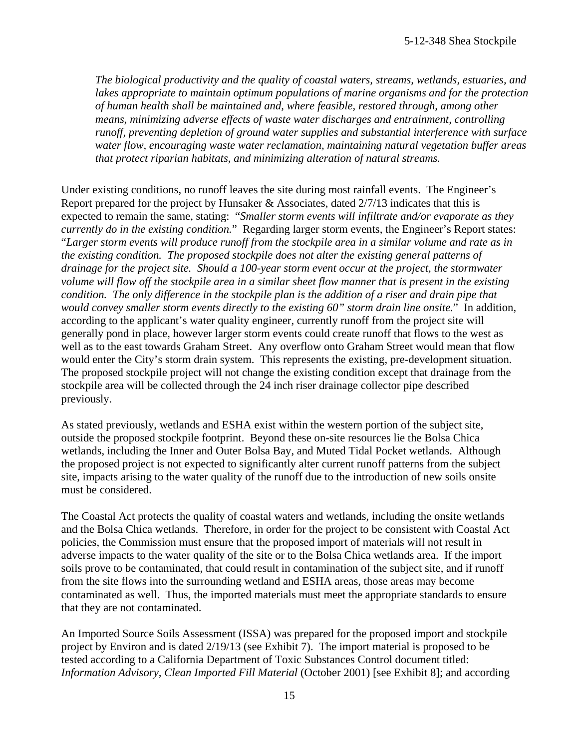*The biological productivity and the quality of coastal waters, streams, wetlands, estuaries, and lakes appropriate to maintain optimum populations of marine organisms and for the protection of human health shall be maintained and, where feasible, restored through, among other means, minimizing adverse effects of waste water discharges and entrainment, controlling runoff, preventing depletion of ground water supplies and substantial interference with surface water flow, encouraging waste water reclamation, maintaining natural vegetation buffer areas that protect riparian habitats, and minimizing alteration of natural streams.*

Under existing conditions, no runoff leaves the site during most rainfall events. The Engineer's Report prepared for the project by Hunsaker & Associates, dated 2/7/13 indicates that this is expected to remain the same, stating: "*Smaller storm events will infiltrate and/or evaporate as they currently do in the existing condition.*" Regarding larger storm events, the Engineer's Report states: "*Larger storm events will produce runoff from the stockpile area in a similar volume and rate as in the existing condition. The proposed stockpile does not alter the existing general patterns of drainage for the project site. Should a 100-year storm event occur at the project, the stormwater volume will flow off the stockpile area in a similar sheet flow manner that is present in the existing condition. The only difference in the stockpile plan is the addition of a riser and drain pipe that would convey smaller storm events directly to the existing 60" storm drain line onsite.*" In addition, according to the applicant's water quality engineer, currently runoff from the project site will generally pond in place, however larger storm events could create runoff that flows to the west as well as to the east towards Graham Street. Any overflow onto Graham Street would mean that flow would enter the City's storm drain system. This represents the existing, pre-development situation. The proposed stockpile project will not change the existing condition except that drainage from the stockpile area will be collected through the 24 inch riser drainage collector pipe described previously.

As stated previously, wetlands and ESHA exist within the western portion of the subject site, outside the proposed stockpile footprint. Beyond these on-site resources lie the Bolsa Chica wetlands, including the Inner and Outer Bolsa Bay, and Muted Tidal Pocket wetlands. Although the proposed project is not expected to significantly alter current runoff patterns from the subject site, impacts arising to the water quality of the runoff due to the introduction of new soils onsite must be considered.

The Coastal Act protects the quality of coastal waters and wetlands, including the onsite wetlands and the Bolsa Chica wetlands. Therefore, in order for the project to be consistent with Coastal Act policies, the Commission must ensure that the proposed import of materials will not result in adverse impacts to the water quality of the site or to the Bolsa Chica wetlands area. If the import soils prove to be contaminated, that could result in contamination of the subject site, and if runoff from the site flows into the surrounding wetland and ESHA areas, those areas may become contaminated as well. Thus, the imported materials must meet the appropriate standards to ensure that they are not contaminated.

An Imported Source Soils Assessment (ISSA) was prepared for the proposed import and stockpile project by Environ and is dated 2/19/13 (see Exhibit 7). The import material is proposed to be tested according to a California Department of Toxic Substances Control document titled: *Information Advisory, Clean Imported Fill Material* (October 2001) [see Exhibit 8]; and according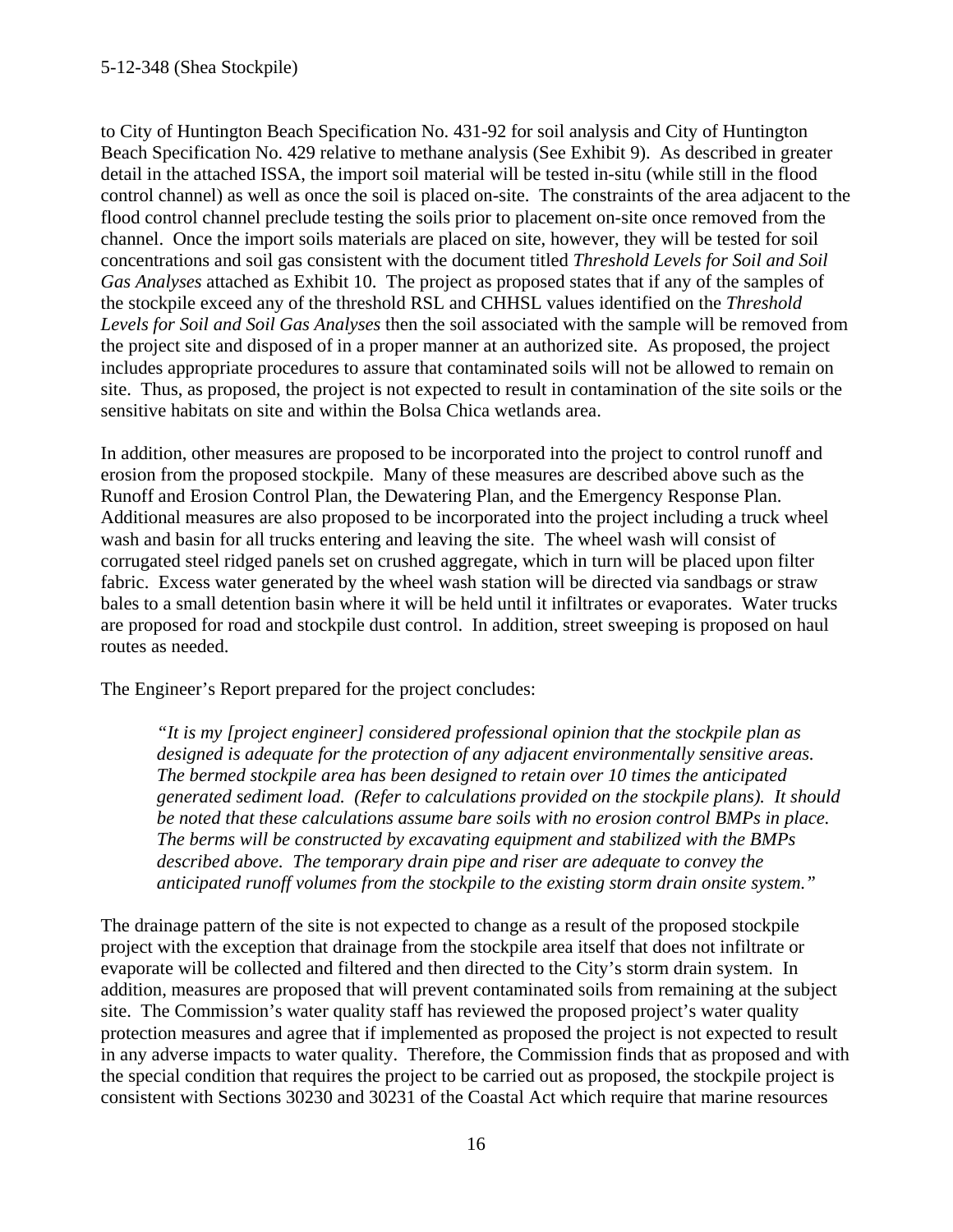to City of Huntington Beach Specification No. 431-92 for soil analysis and City of Huntington Beach Specification No. 429 relative to methane analysis (See Exhibit 9). As described in greater detail in the attached ISSA, the import soil material will be tested in-situ (while still in the flood control channel) as well as once the soil is placed on-site. The constraints of the area adjacent to the flood control channel preclude testing the soils prior to placement on-site once removed from the channel. Once the import soils materials are placed on site, however, they will be tested for soil concentrations and soil gas consistent with the document titled *Threshold Levels for Soil and Soil Gas Analyses* attached as Exhibit 10. The project as proposed states that if any of the samples of the stockpile exceed any of the threshold RSL and CHHSL values identified on the *Threshold Levels for Soil and Soil Gas Analyses* then the soil associated with the sample will be removed from the project site and disposed of in a proper manner at an authorized site. As proposed, the project includes appropriate procedures to assure that contaminated soils will not be allowed to remain on site. Thus, as proposed, the project is not expected to result in contamination of the site soils or the sensitive habitats on site and within the Bolsa Chica wetlands area.

In addition, other measures are proposed to be incorporated into the project to control runoff and erosion from the proposed stockpile. Many of these measures are described above such as the Runoff and Erosion Control Plan, the Dewatering Plan, and the Emergency Response Plan. Additional measures are also proposed to be incorporated into the project including a truck wheel wash and basin for all trucks entering and leaving the site. The wheel wash will consist of corrugated steel ridged panels set on crushed aggregate, which in turn will be placed upon filter fabric. Excess water generated by the wheel wash station will be directed via sandbags or straw bales to a small detention basin where it will be held until it infiltrates or evaporates. Water trucks are proposed for road and stockpile dust control. In addition, street sweeping is proposed on haul routes as needed.

The Engineer's Report prepared for the project concludes:

> *"It is my [project engineer] considered professional opinion that the stockpile plan as designed is adequate for the protection of any adjacent environmentally sensitive areas. The bermed stockpile area has been designed to retain over 10 times the anticipated generated sediment load. (Refer to calculations provided on the stockpile plans). It should be noted that these calculations assume bare soils with no erosion control BMPs in place. The berms will be constructed by excavating equipment and stabilized with the BMPs described above. The temporary drain pipe and riser are adequate to convey the anticipated runoff volumes from the stockpile to the existing storm drain onsite system."*

The drainage pattern of the site is not expected to change as a result of the proposed stockpile project with the exception that drainage from the stockpile area itself that does not infiltrate or evaporate will be collected and filtered and then directed to the City's storm drain system. In addition, measures are proposed that will prevent contaminated soils from remaining at the subject site. The Commission's water quality staff has reviewed the proposed project's water quality protection measures and agree that if implemented as proposed the project is not expected to result in any adverse impacts to water quality. Therefore, the Commission finds that as proposed and with the special condition that requires the project to be carried out as proposed, the stockpile project is consistent with Sections 30230 and 30231 of the Coastal Act which require that marine resources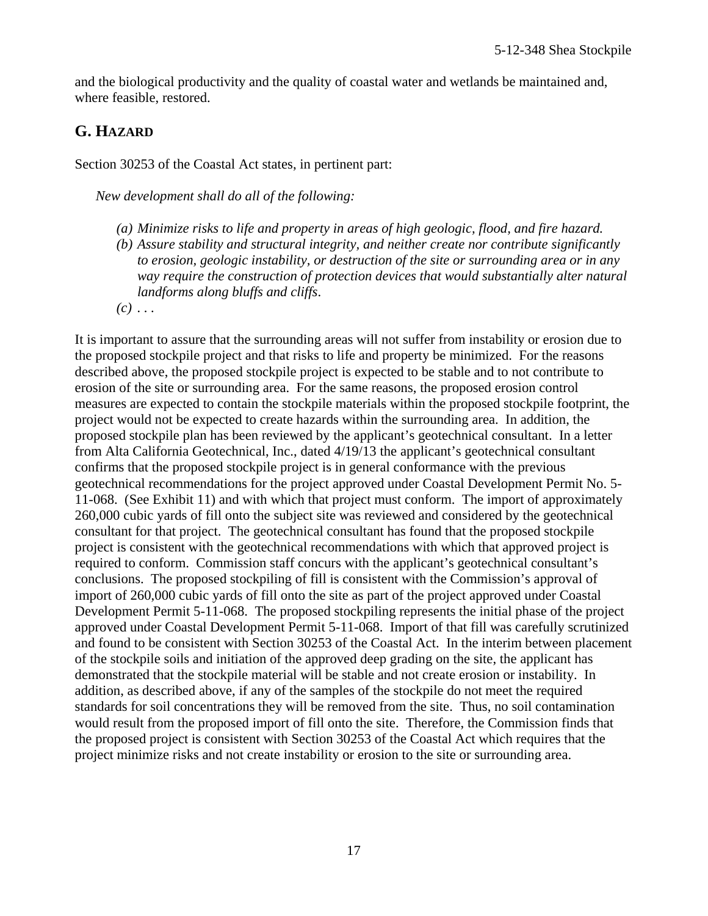and the biological productivity and the quality of coastal water and wetlands be maintained and, where feasible, restored.

## G. HAZARD

Section 30253 of the Coastal Act states, in pertinent part:

> *New development shall do all of the following:*
>
> *(a) Minimize risks to life and property in areas of high geologic, flood, and fire hazard.*
> *(b) Assure stability and structural integrity, and neither create nor contribute significantly to erosion, geologic instability, or destruction of the site or surrounding area or in any way require the construction of protection devices that would substantially alter natural landforms along bluffs and cliffs.*
> *(c) . . .*

It is important to assure that the surrounding areas will not suffer from instability or erosion due to the proposed stockpile project and that risks to life and property be minimized. For the reasons described above, the proposed stockpile project is expected to be stable and to not contribute to erosion of the site or surrounding area. For the same reasons, the proposed erosion control measures are expected to contain the stockpile materials within the proposed stockpile footprint, the project would not be expected to create hazards within the surrounding area. In addition, the proposed stockpile plan has been reviewed by the applicant's geotechnical consultant. In a letter from Alta California Geotechnical, Inc., dated 4/19/13 the applicant's geotechnical consultant confirms that the proposed stockpile project is in general conformance with the previous geotechnical recommendations for the project approved under Coastal Development Permit No. 5-11-068. (See Exhibit 11) and with which that project must conform. The import of approximately 260,000 cubic yards of fill onto the subject site was reviewed and considered by the geotechnical consultant for that project. The geotechnical consultant has found that the proposed stockpile project is consistent with the geotechnical recommendations with which that approved project is required to conform. Commission staff concurs with the applicant's geotechnical consultant's conclusions. The proposed stockpiling of fill is consistent with the Commission's approval of import of 260,000 cubic yards of fill onto the site as part of the project approved under Coastal Development Permit 5-11-068. The proposed stockpiling represents the initial phase of the project approved under Coastal Development Permit 5-11-068. Import of that fill was carefully scrutinized and found to be consistent with Section 30253 of the Coastal Act. In the interim between placement of the stockpile soils and initiation of the approved deep grading on the site, the applicant has demonstrated that the stockpile material will be stable and not create erosion or instability. In addition, as described above, if any of the samples of the stockpile do not meet the required standards for soil concentrations they will be removed from the site. Thus, no soil contamination would result from the proposed import of fill onto the site. Therefore, the Commission finds that the proposed project is consistent with Section 30253 of the Coastal Act which requires that the project minimize risks and not create instability or erosion to the site or surrounding area.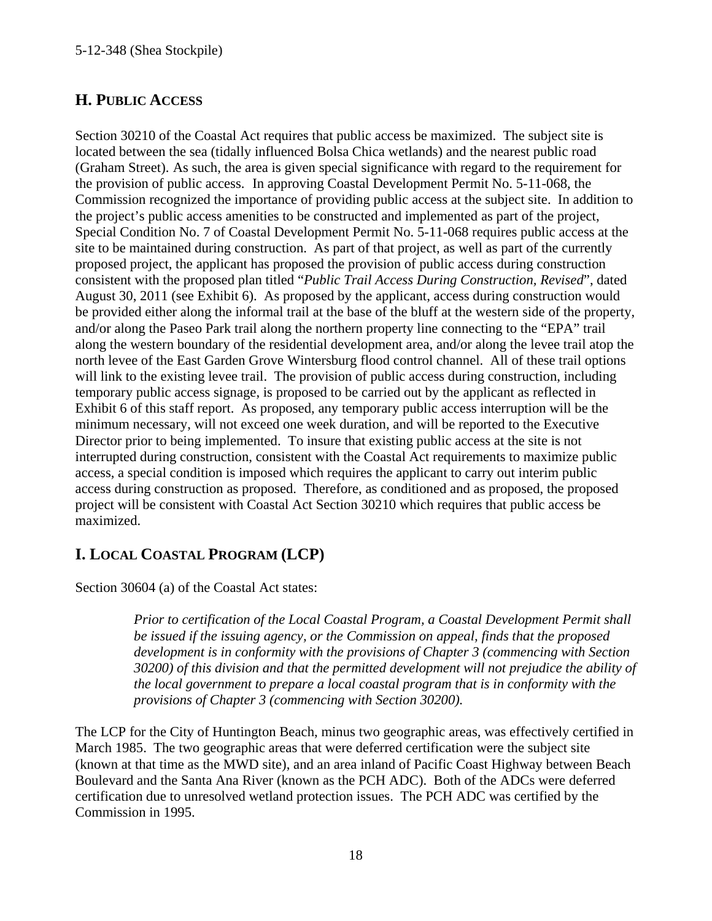## H. PUBLIC ACCESS

Section 30210 of the Coastal Act requires that public access be maximized. The subject site is located between the sea (tidally influenced Bolsa Chica wetlands) and the nearest public road (Graham Street). As such, the area is given special significance with regard to the requirement for the provision of public access. In approving Coastal Development Permit No. 5-11-068, the Commission recognized the importance of providing public access at the subject site. In addition to the project's public access amenities to be constructed and implemented as part of the project, Special Condition No. 7 of Coastal Development Permit No. 5-11-068 requires public access at the site to be maintained during construction. As part of that project, as well as part of the currently proposed project, the applicant has proposed the provision of public access during construction consistent with the proposed plan titled "*Public Trail Access During Construction, Revised*", dated August 30, 2011 (see Exhibit 6). As proposed by the applicant, access during construction would be provided either along the informal trail at the base of the bluff at the western side of the property, and/or along the Paseo Park trail along the northern property line connecting to the "EPA" trail along the western boundary of the residential development area, and/or along the levee trail atop the north levee of the East Garden Grove Wintersburg flood control channel. All of these trail options will link to the existing levee trail. The provision of public access during construction, including temporary public access signage, is proposed to be carried out by the applicant as reflected in Exhibit 6 of this staff report. As proposed, any temporary public access interruption will be the minimum necessary, will not exceed one week duration, and will be reported to the Executive Director prior to being implemented. To insure that existing public access at the site is not interrupted during construction, consistent with the Coastal Act requirements to maximize public access, a special condition is imposed which requires the applicant to carry out interim public access during construction as proposed. Therefore, as conditioned and as proposed, the proposed project will be consistent with Coastal Act Section 30210 which requires that public access be maximized.

## I. LOCAL COASTAL PROGRAM (LCP)

Section 30604 (a) of the Coastal Act states:

> *Prior to certification of the Local Coastal Program, a Coastal Development Permit shall be issued if the issuing agency, or the Commission on appeal, finds that the proposed development is in conformity with the provisions of Chapter 3 (commencing with Section 30200) of this division and that the permitted development will not prejudice the ability of the local government to prepare a local coastal program that is in conformity with the provisions of Chapter 3 (commencing with Section 30200).*

The LCP for the City of Huntington Beach, minus two geographic areas, was effectively certified in March 1985. The two geographic areas that were deferred certification were the subject site (known at that time as the MWD site), and an area inland of Pacific Coast Highway between Beach Boulevard and the Santa Ana River (known as the PCH ADC). Both of the ADCs were deferred certification due to unresolved wetland protection issues. The PCH ADC was certified by the Commission in 1995.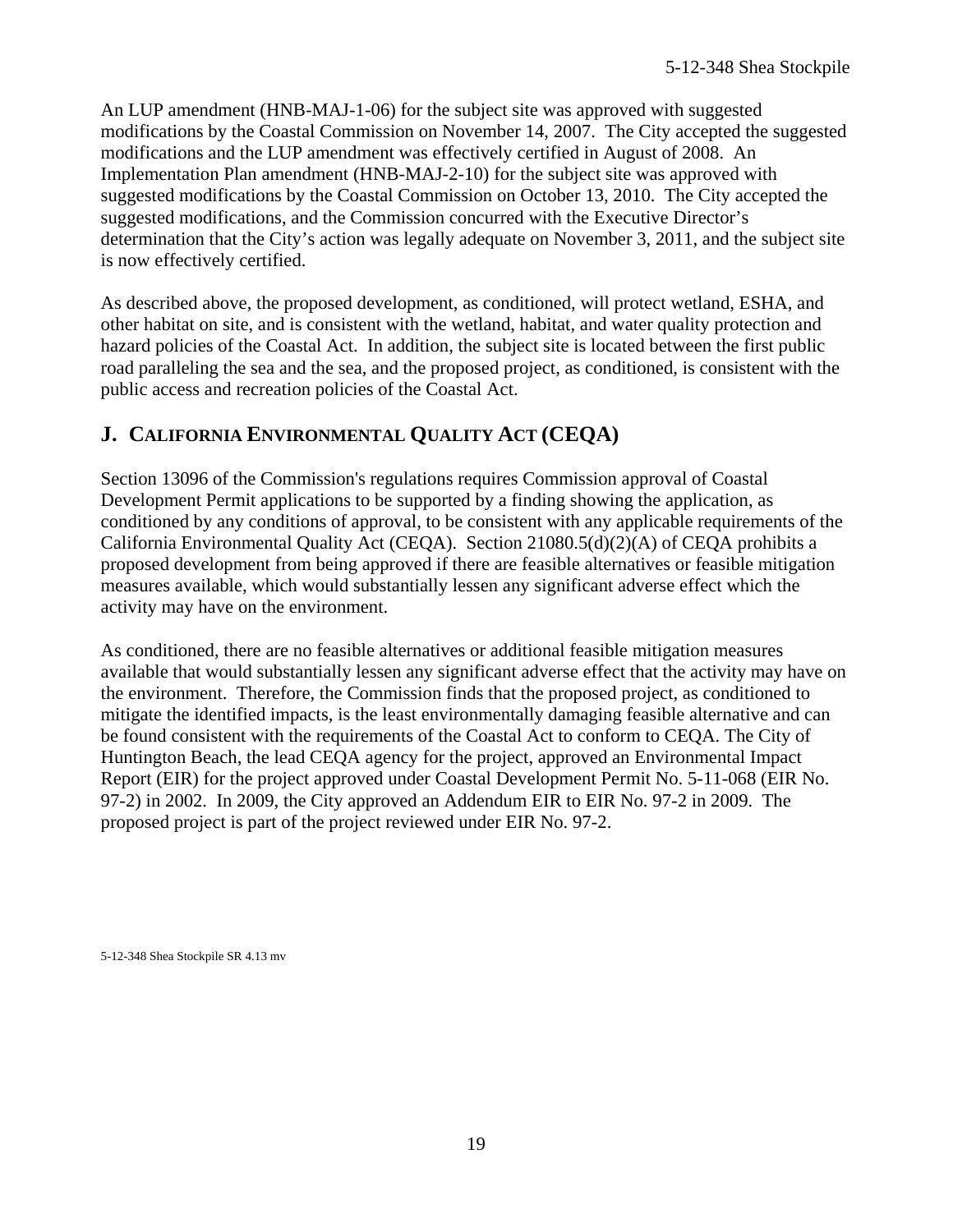An LUP amendment (HNB-MAJ-1-06) for the subject site was approved with suggested modifications by the Coastal Commission on November 14, 2007. The City accepted the suggested modifications and the LUP amendment was effectively certified in August of 2008. An Implementation Plan amendment (HNB-MAJ-2-10) for the subject site was approved with suggested modifications by the Coastal Commission on October 13, 2010. The City accepted the suggested modifications, and the Commission concurred with the Executive Director's determination that the City's action was legally adequate on November 3, 2011, and the subject site is now effectively certified.

As described above, the proposed development, as conditioned, will protect wetland, ESHA, and other habitat on site, and is consistent with the wetland, habitat, and water quality protection and hazard policies of the Coastal Act. In addition, the subject site is located between the first public road paralleling the sea and the sea, and the proposed project, as conditioned, is consistent with the public access and recreation policies of the Coastal Act.

## J. CALIFORNIA ENVIRONMENTAL QUALITY ACT (CEQA)

Section 13096 of the Commission's regulations requires Commission approval of Coastal Development Permit applications to be supported by a finding showing the application, as conditioned by any conditions of approval, to be consistent with any applicable requirements of the California Environmental Quality Act (CEQA). Section 21080.5(d)(2)(A) of CEQA prohibits a proposed development from being approved if there are feasible alternatives or feasible mitigation measures available, which would substantially lessen any significant adverse effect which the activity may have on the environment.

As conditioned, there are no feasible alternatives or additional feasible mitigation measures available that would substantially lessen any significant adverse effect that the activity may have on the environment. Therefore, the Commission finds that the proposed project, as conditioned to mitigate the identified impacts, is the least environmentally damaging feasible alternative and can be found consistent with the requirements of the Coastal Act to conform to CEQA. The City of Huntington Beach, the lead CEQA agency for the project, approved an Environmental Impact Report (EIR) for the project approved under Coastal Development Permit No. 5-11-068 (EIR No. 97-2) in 2002. In 2009, the City approved an Addendum EIR to EIR No. 97-2 in 2009. The proposed project is part of the project reviewed under EIR No. 97-2.

5-12-348 Shea Stockpile SR 4.13 mv